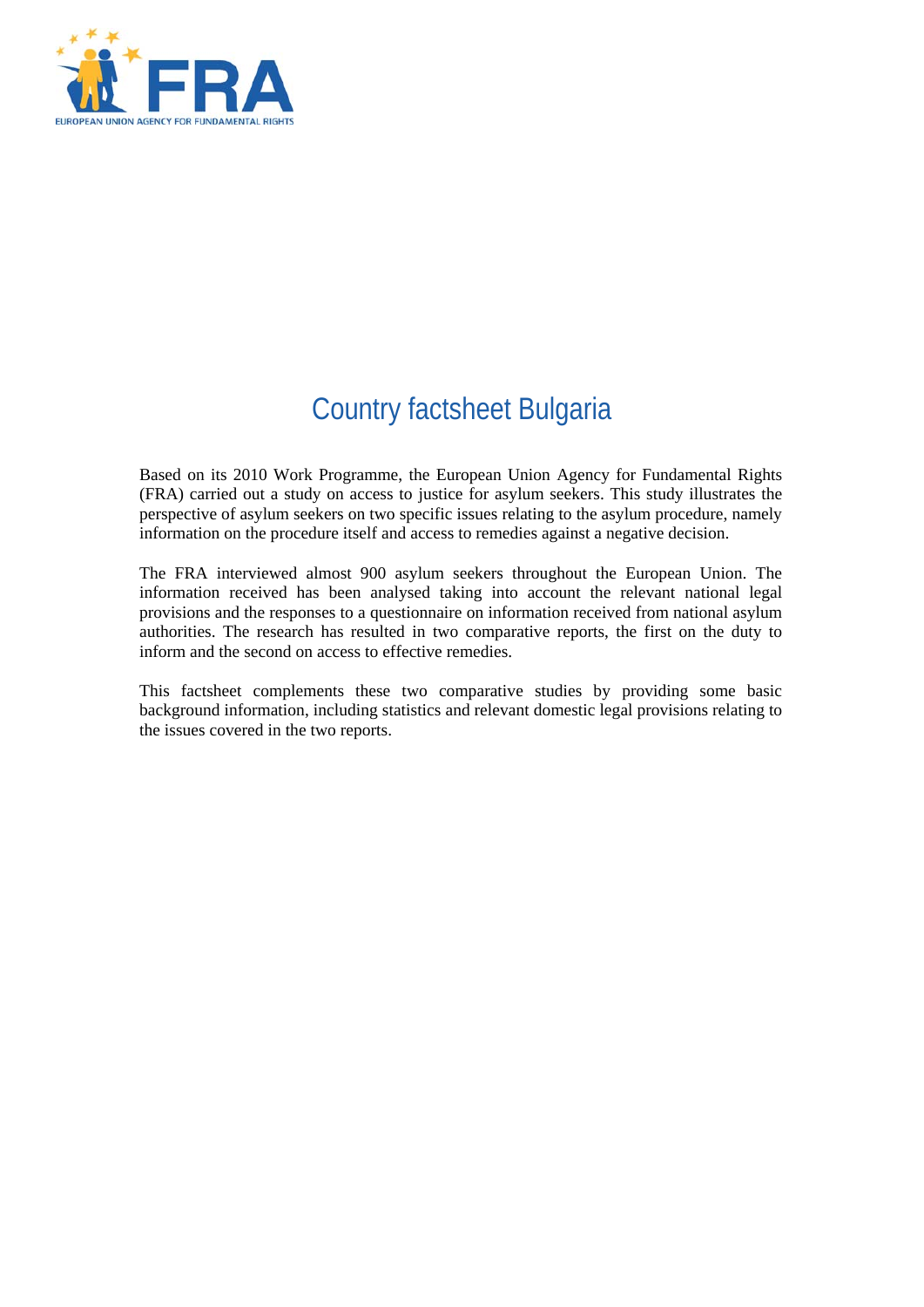# Country factsheet Bulgaria

Based on its 2010 Work Programme, the European Union Agency for Fundamental Rights (FRA) carried out a study on access to justice for asylum seekers. This study illustrates the perspective of asylum seekers on two specific issues relating to the asylum procedure, namely information on the procedure itself and access to remedies against a negative decision.

The FRA interviewed almost 900 asylum seekers throughout the European Union. The information received has been analysed taking into account the relevant national legal provisions and the responses to a questionnaire on information received from national asylum authorities. The research has resulted in two comparative reports, the first on the duty to inform and the second on access to effective remedies.

This factsheet complements these two comparative studies by providing some basic background information, including statistics and relevant domestic legal provisions relating to the issues covered in the two reports.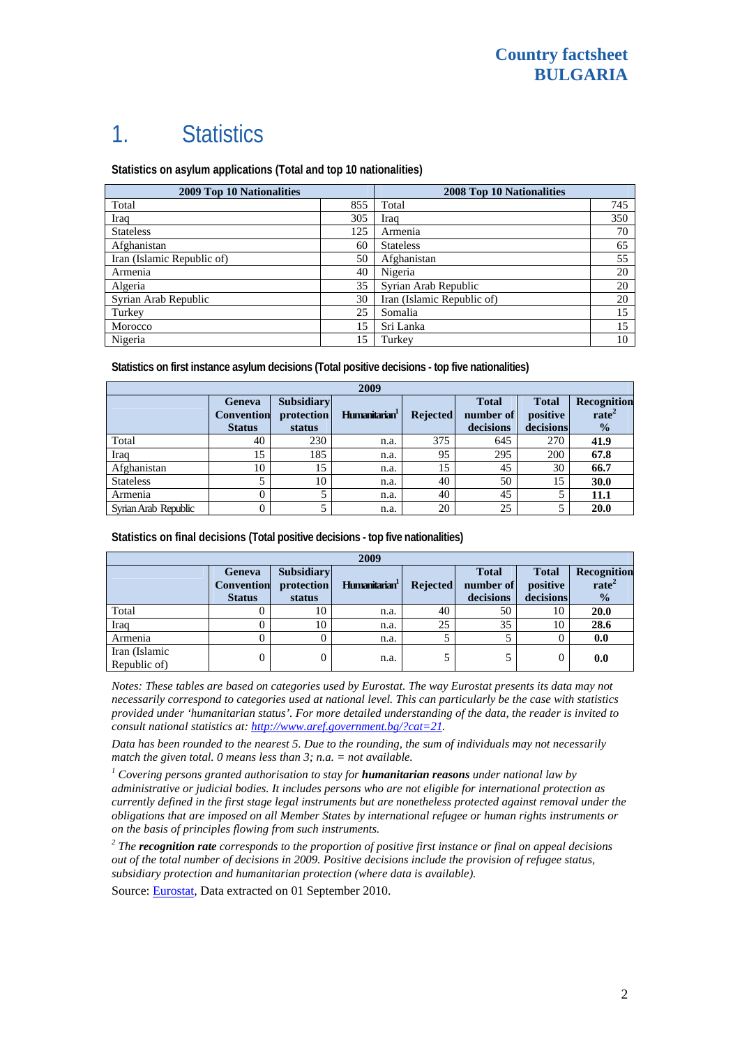## Country factsheet BULGARIA

# 1. Statistics

**Statistics on asylum applications (Total and top 10 nationalities)**

| 2009 Top 10 Nationalities | | 2008 Top 10 Nationalities | |
|---|---|---|---|
| Total | 855 | Total | 745 |
| Iraq | 305 | Iraq | 350 |
| Stateless | 125 | Armenia | 70 |
| Afghanistan | 60 | Stateless | 65 |
| Iran (Islamic Republic of) | 50 | Afghanistan | 55 |
| Armenia | 40 | Nigeria | 20 |
| Algeria | 35 | Syrian Arab Republic | 20 |
| Syrian Arab Republic | 30 | Iran (Islamic Republic of) | 20 |
| Turkey | 25 | Somalia | 15 |
| Morocco | 15 | Sri Lanka | 15 |
| Nigeria | 15 | Turkey | 10 |

**Statistics on first instance asylum decisions (Total positive decisions - top five nationalities)**

| 2009 | | | | | | | |
|---|---|---|---|---|---|---|---|
| | Geneva Convention Status | Subsidiary protection status | Humanitarian[1] | Rejected | Total number of decisions | Total positive decisions | Recognition rate[2] % |
| Total | 40 | 230 | n.a. | 375 | 645 | 270 | **41.9** |
| Iraq | 15 | 185 | n.a. | 95 | 295 | 200 | **67.8** |
| Afghanistan | 10 | 15 | n.a. | 15 | 45 | 30 | **66.7** |
| Stateless | 5 | 10 | n.a. | 40 | 50 | 15 | **30.0** |
| Armenia | 0 | 5 | n.a. | 40 | 45 | 5 | **11.1** |
| Syrian Arab Republic | 0 | 5 | n.a. | 20 | 25 | 5 | **20.0** |

**Statistics on final decisions (Total positive decisions - top five nationalities)**

| 2009 | | | | | | | |
|---|---|---|---|---|---|---|---|
| | Geneva Convention Status | Subsidiary protection status | Humanitarian[1] | Rejected | Total number of decisions | Total positive decisions | Recognition rate[2] % |
| Total | 0 | 10 | n.a. | 40 | 50 | 10 | **20.0** |
| Iraq | 0 | 10 | n.a. | 25 | 35 | 10 | **28.6** |
| Armenia | 0 | 0 | n.a. | 5 | 5 | 0 | **0.0** |
| Iran (Islamic Republic of) | 0 | 0 | n.a. | 5 | 5 | 0 | **0.0** |

*Notes: These tables are based on categories used by Eurostat. The way Eurostat presents its data may not necessarily correspond to categories used at national level. This can particularly be the case with statistics provided under 'humanitarian status'. For more detailed understanding of the data, the reader is invited to consult national statistics at: [http://www.aref.government.bg/?cat=21](http://www.aref.government.bg/?cat=21).*

*Data has been rounded to the nearest 5. Due to the rounding, the sum of individuals may not necessarily match the given total. 0 means less than 3; n.a. = not available.*

[1] *Covering persons granted authorisation to stay for* ***humanitarian reasons*** *under national law by administrative or judicial bodies. It includes persons who are not eligible for international protection as currently defined in the first stage legal instruments but are nonetheless protected against removal under the obligations that are imposed on all Member States by international refugee or human rights instruments or on the basis of principles flowing from such instruments.*

[2] *The* ***recognition rate*** *corresponds to the proportion of positive first instance or final on appeal decisions out of the total number of decisions in 2009. Positive decisions include the provision of refugee status, subsidiary protection and humanitarian protection (where data is available).*

Source: Eurostat, Data extracted on 01 September 2010.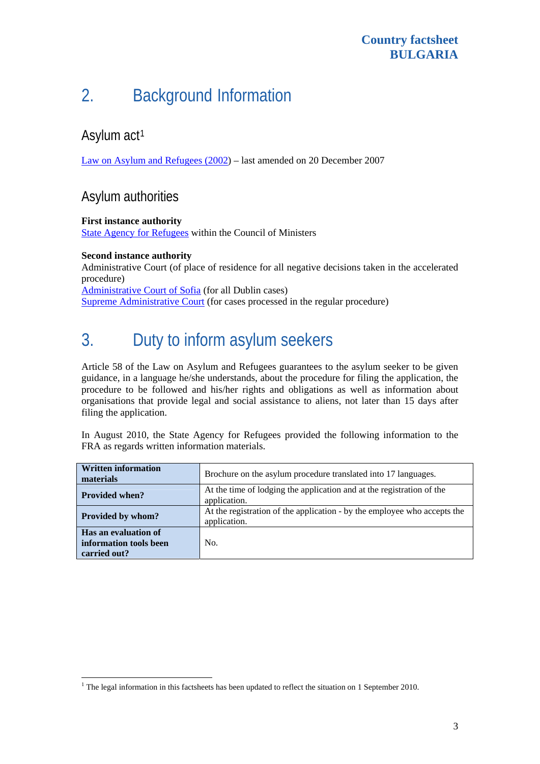## 2. Background Information

### Asylum act[1]

Law on Asylum and Refugees (2002) – last amended on 20 December 2007

### Asylum authorities

**First instance authority**
State Agency for Refugees within the Council of Ministers

**Second instance authority**
Administrative Court (of place of residence for all negative decisions taken in the accelerated procedure)
Administrative Court of Sofia (for all Dublin cases)
Supreme Administrative Court (for cases processed in the regular procedure)

## 3. Duty to inform asylum seekers

Article 58 of the Law on Asylum and Refugees guarantees to the asylum seeker to be given guidance, in a language he/she understands, about the procedure for filing the application, the procedure to be followed and his/her rights and obligations as well as information about organisations that provide legal and social assistance to aliens, not later than 15 days after filing the application.

In August 2010, the State Agency for Refugees provided the following information to the FRA as regards written information materials.

| | |
|---|---|
| **Written information materials** | Brochure on the asylum procedure translated into 17 languages. |
| **Provided when?** | At the time of lodging the application and at the registration of the application. |
| **Provided by whom?** | At the registration of the application - by the employee who accepts the application. |
| **Has an evaluation of information tools been carried out?** | No. |

[1] The legal information in this factsheets has been updated to reflect the situation on 1 September 2010.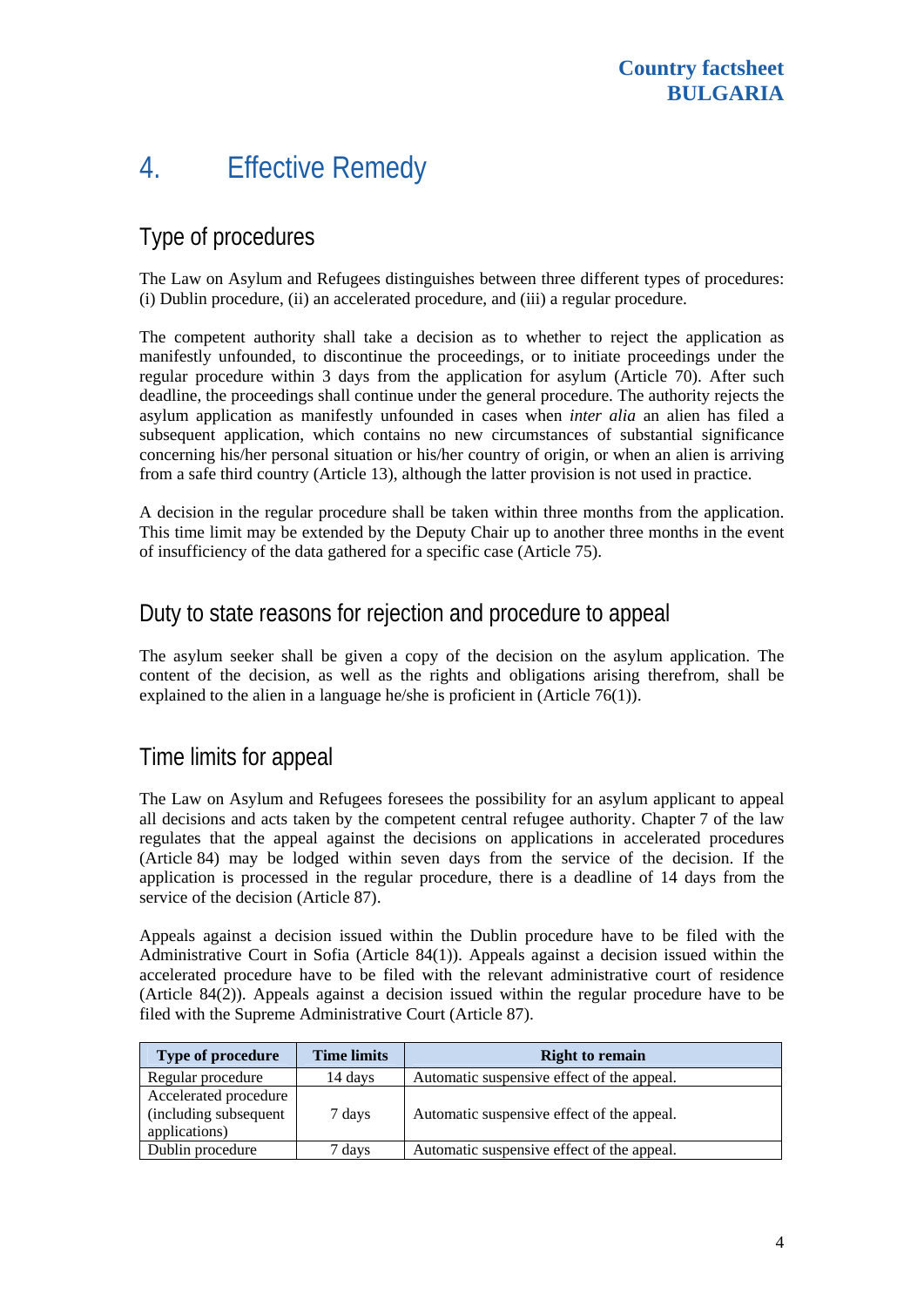# 4. Effective Remedy

## Type of procedures

The Law on Asylum and Refugees distinguishes between three different types of procedures: (i) Dublin procedure, (ii) an accelerated procedure, and (iii) a regular procedure.

The competent authority shall take a decision as to whether to reject the application as manifestly unfounded, to discontinue the proceedings, or to initiate proceedings under the regular procedure within 3 days from the application for asylum (Article 70). After such deadline, the proceedings shall continue under the general procedure. The authority rejects the asylum application as manifestly unfounded in cases when *inter alia* an alien has filed a subsequent application, which contains no new circumstances of substantial significance concerning his/her personal situation or his/her country of origin, or when an alien is arriving from a safe third country (Article 13), although the latter provision is not used in practice.

A decision in the regular procedure shall be taken within three months from the application. This time limit may be extended by the Deputy Chair up to another three months in the event of insufficiency of the data gathered for a specific case (Article 75).

## Duty to state reasons for rejection and procedure to appeal

The asylum seeker shall be given a copy of the decision on the asylum application. The content of the decision, as well as the rights and obligations arising therefrom, shall be explained to the alien in a language he/she is proficient in (Article 76(1)).

## Time limits for appeal

The Law on Asylum and Refugees foresees the possibility for an asylum applicant to appeal all decisions and acts taken by the competent central refugee authority. Chapter 7 of the law regulates that the appeal against the decisions on applications in accelerated procedures (Article 84) may be lodged within seven days from the service of the decision. If the application is processed in the regular procedure, there is a deadline of 14 days from the service of the decision (Article 87).

Appeals against a decision issued within the Dublin procedure have to be filed with the Administrative Court in Sofia (Article 84(1)). Appeals against a decision issued within the accelerated procedure have to be filed with the relevant administrative court of residence (Article 84(2)). Appeals against a decision issued within the regular procedure have to be filed with the Supreme Administrative Court (Article 87).

| Type of procedure | Time limits | Right to remain |
|---|---|---|
| Regular procedure | 14 days | Automatic suspensive effect of the appeal. |
| Accelerated procedure (including subsequent applications) | 7 days | Automatic suspensive effect of the appeal. |
| Dublin procedure | 7 days | Automatic suspensive effect of the appeal. |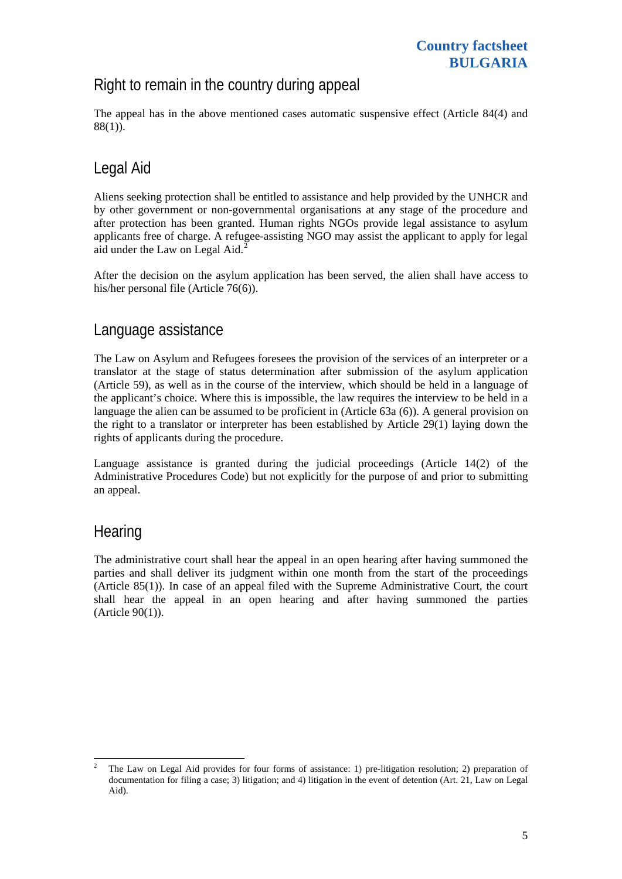## Right to remain in the country during appeal

The appeal has in the above mentioned cases automatic suspensive effect (Article 84(4) and 88(1)).

## Legal Aid

Aliens seeking protection shall be entitled to assistance and help provided by the UNHCR and by other government or non-governmental organisations at any stage of the procedure and after protection has been granted. Human rights NGOs provide legal assistance to asylum applicants free of charge. A refugee-assisting NGO may assist the applicant to apply for legal aid under the Law on Legal Aid.[2]

After the decision on the asylum application has been served, the alien shall have access to his/her personal file (Article 76(6)).

## Language assistance

The Law on Asylum and Refugees foresees the provision of the services of an interpreter or a translator at the stage of status determination after submission of the asylum application (Article 59), as well as in the course of the interview, which should be held in a language of the applicant's choice. Where this is impossible, the law requires the interview to be held in a language the alien can be assumed to be proficient in (Article 63a (6)). A general provision on the right to a translator or interpreter has been established by Article 29(1) laying down the rights of applicants during the procedure.

Language assistance is granted during the judicial proceedings (Article 14(2) of the Administrative Procedures Code) but not explicitly for the purpose of and prior to submitting an appeal.

## Hearing

The administrative court shall hear the appeal in an open hearing after having summoned the parties and shall deliver its judgment within one month from the start of the proceedings (Article 85(1)). In case of an appeal filed with the Supreme Administrative Court, the court shall hear the appeal in an open hearing and after having summoned the parties (Article 90(1)).

---

[2] The Law on Legal Aid provides for four forms of assistance: 1) pre-litigation resolution; 2) preparation of documentation for filing a case; 3) litigation; and 4) litigation in the event of detention (Art. 21, Law on Legal Aid).